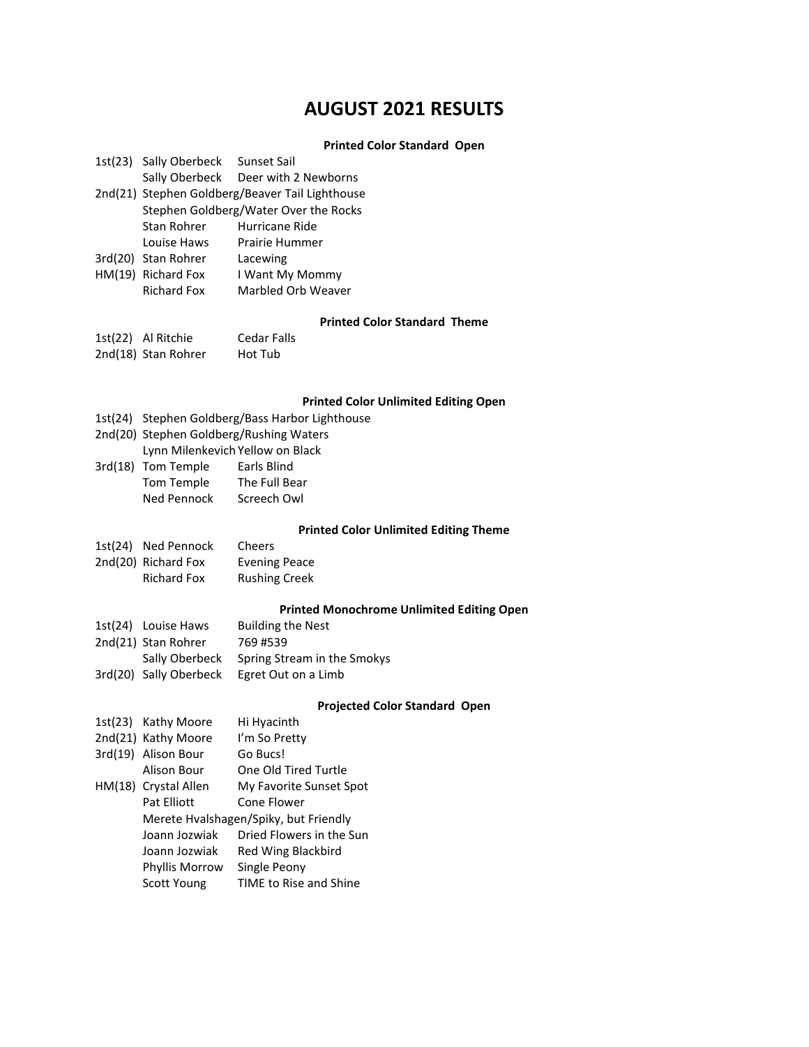# AUGUST 2021 RESULTS

### Printed Color Standard Open

| | | |
|---|---|---|
| 1st(23) | Sally Oberbeck | Sunset Sail |
| | Sally Oberbeck | Deer with 2 Newborns |
| 2nd(21) | Stephen Goldberg/Beaver Tail Lighthouse | |
| | Stephen Goldberg/Water Over the Rocks | |
| | Stan Rohrer | Hurricane Ride |
| | Louise Haws | Prairie Hummer |
| 3rd(20) | Stan Rohrer | Lacewing |
| HM(19) | Richard Fox | I Want My Mommy |
| | Richard Fox | Marbled Orb Weaver |

### Printed Color Standard Theme

| | | |
|---|---|---|
| 1st(22) | Al Ritchie | Cedar Falls |
| 2nd(18) | Stan Rohrer | Hot Tub |

### Printed Color Unlimited Editing Open

| | | |
|---|---|---|
| 1st(24) | Stephen Goldberg/Bass Harbor Lighthouse | |
| 2nd(20) | Stephen Goldberg/Rushing Waters | |
| | Lynn Milenkevich | Yellow on Black |
| 3rd(18) | Tom Temple | Earls Blind |
| | Tom Temple | The Full Bear |
| | Ned Pennock | Screech Owl |

### Printed Color Unlimited Editing Theme

| | | |
|---|---|---|
| 1st(24) | Ned Pennock | Cheers |
| 2nd(20) | Richard Fox | Evening Peace |
| | Richard Fox | Rushing Creek |

### Printed Monochrome Unlimited Editing Open

| | | |
|---|---|---|
| 1st(24) | Louise Haws | Building the Nest |
| 2nd(21) | Stan Rohrer | 769 #539 |
| | Sally Oberbeck | Spring Stream in the Smokys |
| 3rd(20) | Sally Oberbeck | Egret Out on a Limb |

### Projected Color Standard Open

| | | |
|---|---|---|
| 1st(23) | Kathy Moore | Hi Hyacinth |
| 2nd(21) | Kathy Moore | I'm So Pretty |
| 3rd(19) | Alison Bour | Go Bucs! |
| | Alison Bour | One Old Tired Turtle |
| HM(18) | Crystal Allen | My Favorite Sunset Spot |
| | Pat Elliott | Cone Flower |
| | Merete Hvalshagen/Spiky, but Friendly | |
| | Joann Jozwiak | Dried Flowers in the Sun |
| | Joann Jozwiak | Red Wing Blackbird |
| | Phyllis Morrow | Single Peony |
| | Scott Young | TIME to Rise and Shine |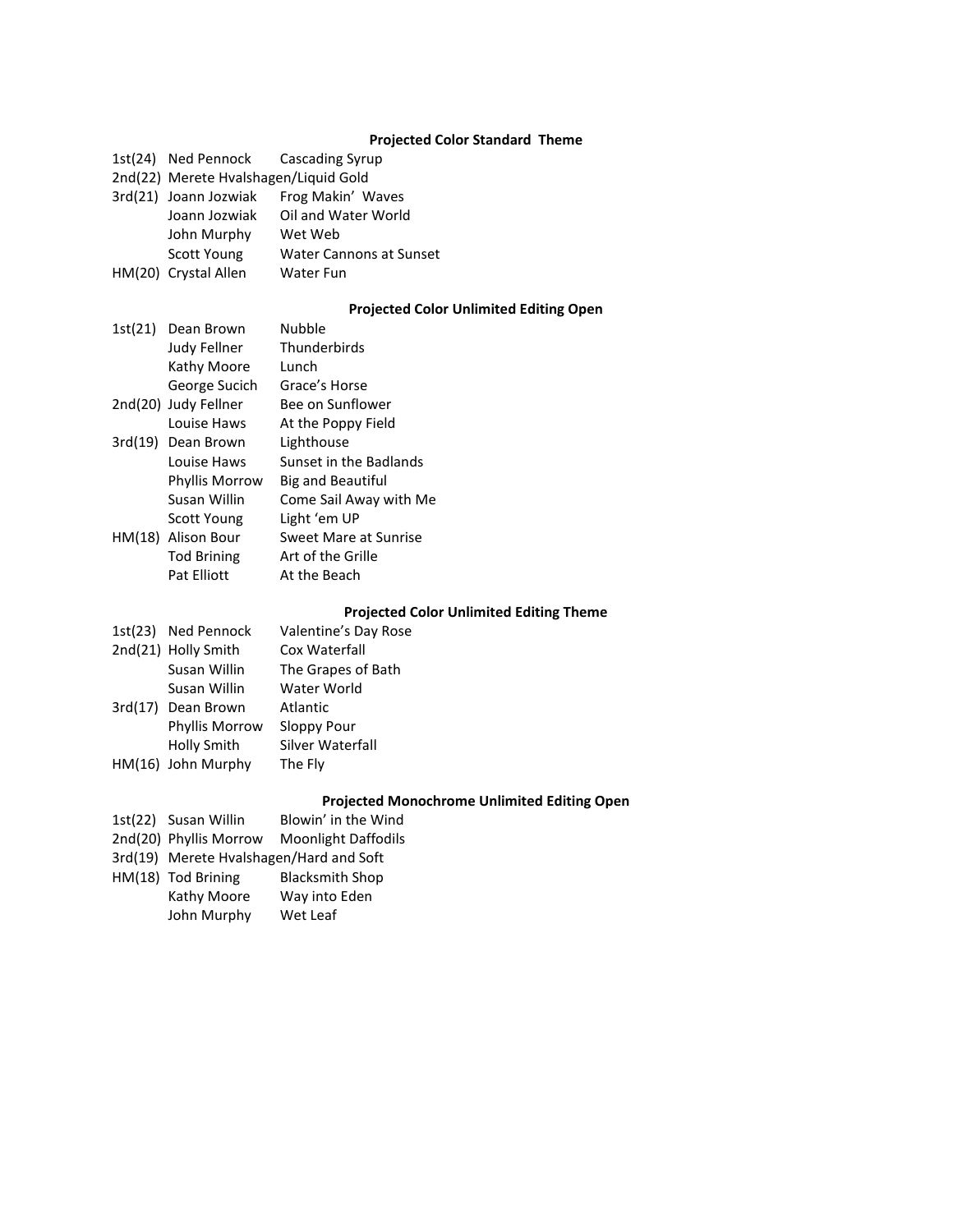### Projected Color Standard Theme

| | | |
|---|---|---|
| 1st(24) | Ned Pennock | Cascading Syrup |
| 2nd(22) | Merete Hvalshagen/Liquid Gold | |
| 3rd(21) | Joann Jozwiak | Frog Makin' Waves |
| | Joann Jozwiak | Oil and Water World |
| | John Murphy | Wet Web |
| | Scott Young | Water Cannons at Sunset |
| HM(20) | Crystal Allen | Water Fun |

### Projected Color Unlimited Editing Open

| | | |
|---|---|---|
| 1st(21) | Dean Brown | Nubble |
| | Judy Fellner | Thunderbirds |
| | Kathy Moore | Lunch |
| | George Sucich | Grace's Horse |
| 2nd(20) | Judy Fellner | Bee on Sunflower |
| | Louise Haws | At the Poppy Field |
| 3rd(19) | Dean Brown | Lighthouse |
| | Louise Haws | Sunset in the Badlands |
| | Phyllis Morrow | Big and Beautiful |
| | Susan Willin | Come Sail Away with Me |
| | Scott Young | Light 'em UP |
| HM(18) | Alison Bour | Sweet Mare at Sunrise |
| | Tod Brining | Art of the Grille |
| | Pat Elliott | At the Beach |

### Projected Color Unlimited Editing Theme

| | | |
|---|---|---|
| 1st(23) | Ned Pennock | Valentine's Day Rose |
| 2nd(21) | Holly Smith | Cox Waterfall |
| | Susan Willin | The Grapes of Bath |
| | Susan Willin | Water World |
| 3rd(17) | Dean Brown | Atlantic |
| | Phyllis Morrow | Sloppy Pour |
| | Holly Smith | Silver Waterfall |
| HM(16) | John Murphy | The Fly |

### Projected Monochrome Unlimited Editing Open

| | | |
|---|---|---|
| 1st(22) | Susan Willin | Blowin' in the Wind |
| 2nd(20) | Phyllis Morrow | Moonlight Daffodils |
| 3rd(19) | Merete Hvalshagen/Hard and Soft | |
| HM(18) | Tod Brining | Blacksmith Shop |
| | Kathy Moore | Way into Eden |
| | John Murphy | Wet Leaf |